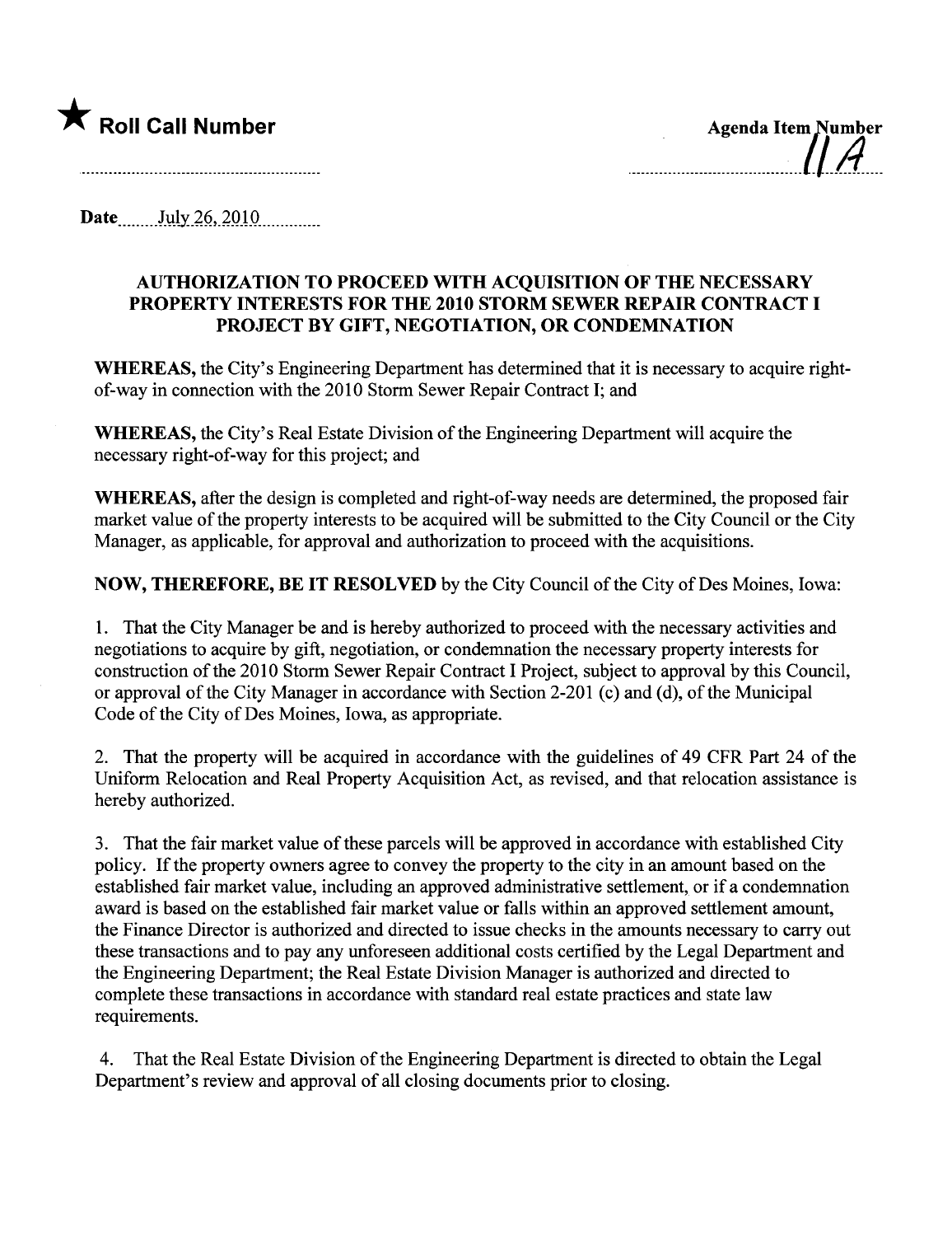★ **Roll Call Number**

**Agenda Item Number** 11A

**Date** July 26, 2010

## AUTHORIZATION TO PROCEED WITH ACQUISITION OF THE NECESSARY PROPERTY INTERESTS FOR THE 2010 STORM SEWER REPAIR CONTRACT I PROJECT BY GIFT, NEGOTIATION, OR CONDEMNATION

**WHEREAS,** the City's Engineering Department has determined that it is necessary to acquire right-of-way in connection with the 2010 Storm Sewer Repair Contract I; and

**WHEREAS,** the City's Real Estate Division of the Engineering Department will acquire the necessary right-of-way for this project; and

**WHEREAS,** after the design is completed and right-of-way needs are determined, the proposed fair market value of the property interests to be acquired will be submitted to the City Council or the City Manager, as applicable, for approval and authorization to proceed with the acquisitions.

**NOW, THEREFORE, BE IT RESOLVED** by the City Council of the City of Des Moines, Iowa:

1. That the City Manager be and is hereby authorized to proceed with the necessary activities and negotiations to acquire by gift, negotiation, or condemnation the necessary property interests for construction of the 2010 Storm Sewer Repair Contract I Project, subject to approval by this Council, or approval of the City Manager in accordance with Section 2-201 (c) and (d), of the Municipal Code of the City of Des Moines, Iowa, as appropriate.

2. That the property will be acquired in accordance with the guidelines of 49 CFR Part 24 of the Uniform Relocation and Real Property Acquisition Act, as revised, and that relocation assistance is hereby authorized.

3. That the fair market value of these parcels will be approved in accordance with established City policy. If the property owners agree to convey the property to the city in an amount based on the established fair market value, including an approved administrative settlement, or if a condemnation award is based on the established fair market value or falls within an approved settlement amount, the Finance Director is authorized and directed to issue checks in the amounts necessary to carry out these transactions and to pay any unforeseen additional costs certified by the Legal Department and the Engineering Department; the Real Estate Division Manager is authorized and directed to complete these transactions in accordance with standard real estate practices and state law requirements.

4. That the Real Estate Division of the Engineering Department is directed to obtain the Legal Department's review and approval of all closing documents prior to closing.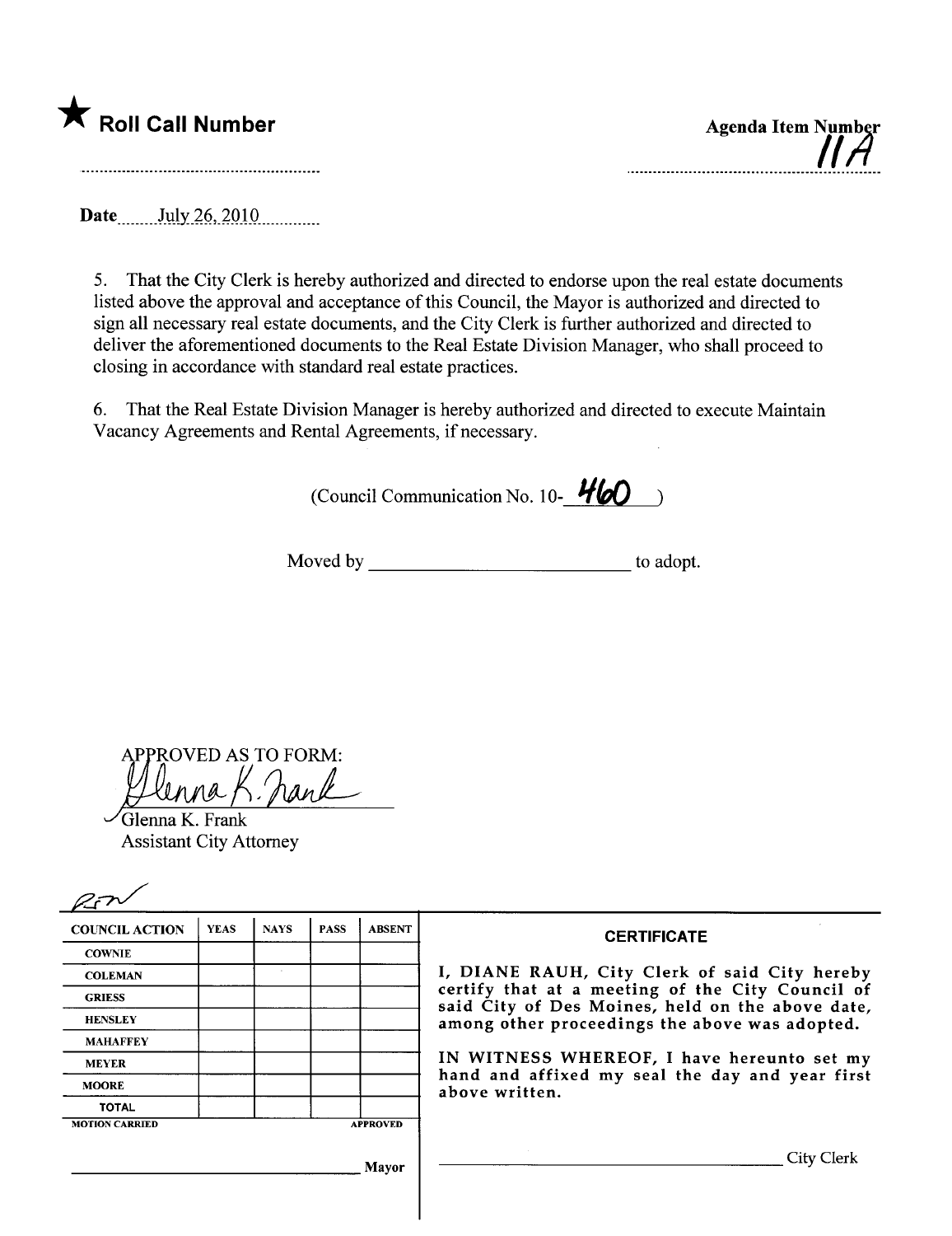★ **Roll Call Number**

**Agenda Item Number**
11A

**Date** July 26, 2010

5. That the City Clerk is hereby authorized and directed to endorse upon the real estate documents listed above the approval and acceptance of this Council, the Mayor is authorized and directed to sign all necessary real estate documents, and the City Clerk is further authorized and directed to deliver the aforementioned documents to the Real Estate Division Manager, who shall proceed to closing in accordance with standard real estate practices.

6. That the Real Estate Division Manager is hereby authorized and directed to execute Maintain Vacancy Agreements and Rental Agreements, if necessary.

(Council Communication No. 10-460)

Moved by ___________________________ to adopt.

APPROVED AS TO FORM:

Glenna K. Frank
Assistant City Attorney

| COUNCIL ACTION | YEAS | NAYS | PASS | ABSENT |
|---|---|---|---|---|
| COWNIE | | | | |
| COLEMAN | | | | |
| GRIESS | | | | |
| HENSLEY | | | | |
| MAHAFFEY | | | | |
| MEYER | | | | |
| MOORE | | | | |
| TOTAL | | | | |

MOTION CARRIED — APPROVED

___________________________ Mayor

**CERTIFICATE**

I, DIANE RAUH, City Clerk of said City hereby certify that at a meeting of the City Council of said City of Des Moines, held on the above date, among other proceedings the above was adopted.

IN WITNESS WHEREOF, I have hereunto set my hand and affixed my seal the day and year first above written.

___________________________ City Clerk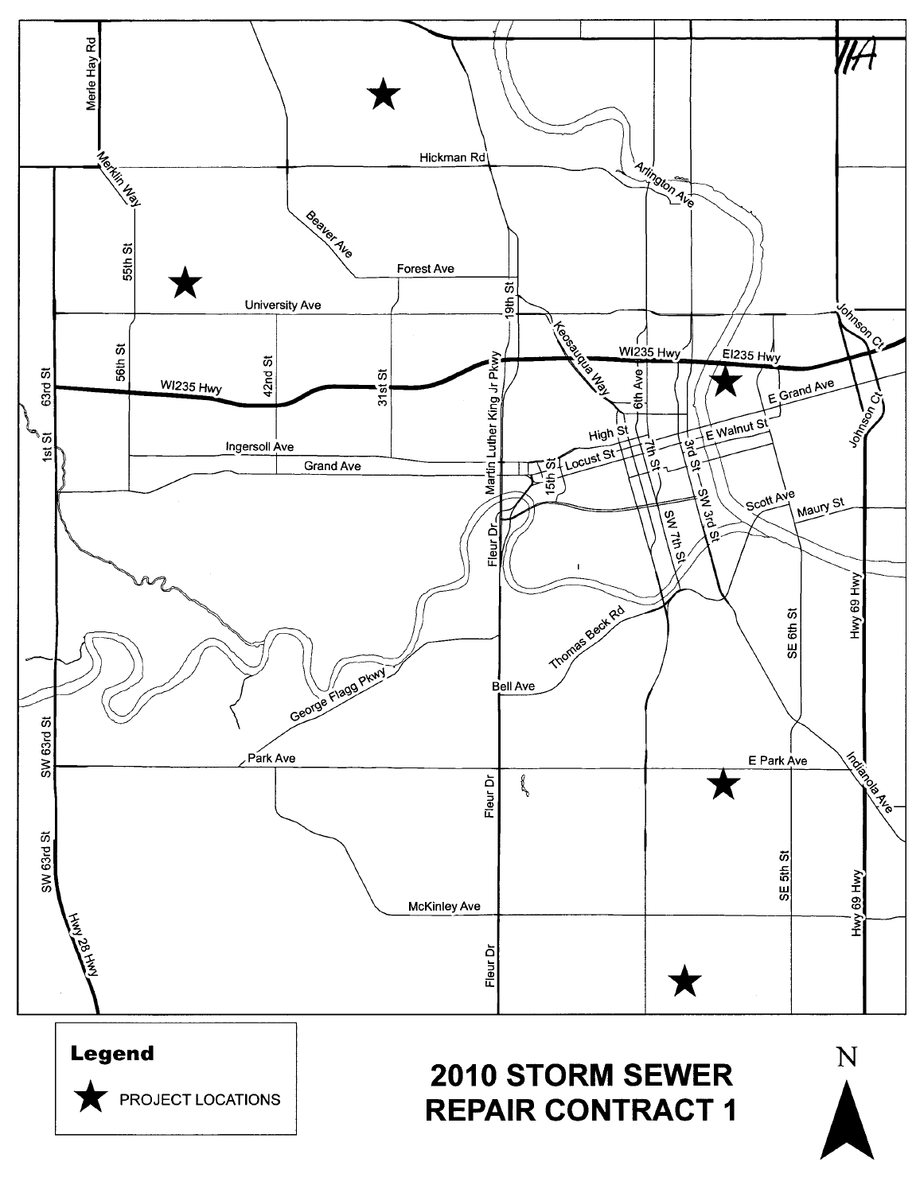# 2010 STORM SEWER REPAIR CONTRACT 1

**Legend**

★ PROJECT LOCATIONS

N

Merle Hay Rd
Merklin Way
Hickman Rd
Arlington Ave
Beaver Ave
55th St
Forest Ave
19th St
University Ave
Johnson Ct
Keosauqua Way
56th St
42nd St
31st St
Martin Luther King Jr Pkwy
WI235 Hwy
EI235 Hwy
6th Ave
63rd St
E Grand Ave
High St
E Walnut St
Ingersoll Ave
7th St
3rd St
Locust St
Grand Ave
15th St
1st St
SW 3rd St
Scott Ave
Maury St
Fleur Dr
SW 7th St
Hwy 69 Hwy
SE 6th St
Thomas Beck Rd
Bell Ave
George Flagg Pkwy
Indianola Ave
SW 63rd St
Park Ave
E Park Ave
SE 5th St
McKinley Ave
Hwy 28 Hwy